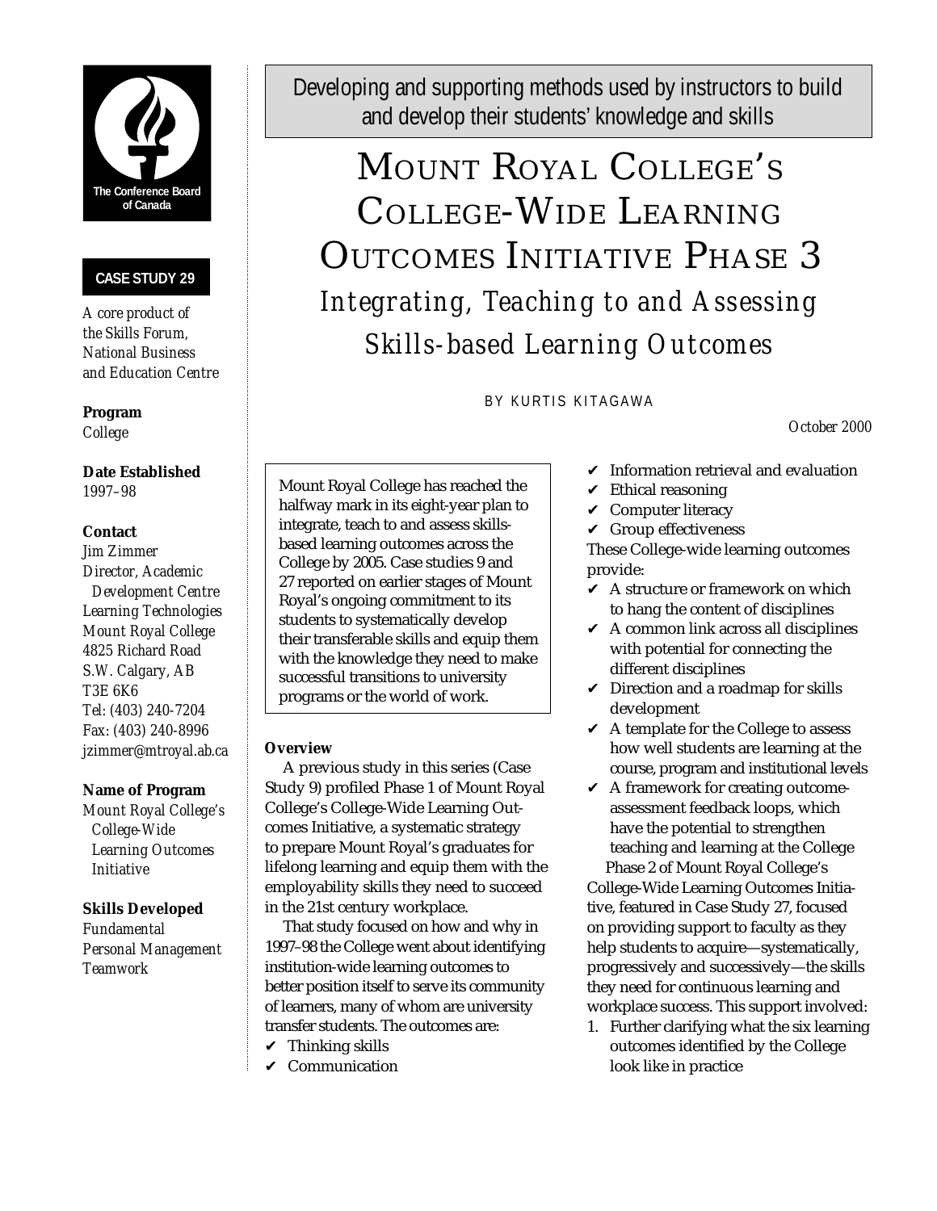The Conference Board of Canada

**CASE STUDY 29**

*A core product of the Skills Forum, National Business and Education Centre*

**Program**
*College*

**Date Established**
*1997–98*

**Contact**
*Jim Zimmer*
*Director, Academic Development Centre*
*Learning Technologies*
*Mount Royal College*
*4825 Richard Road*
*S.W. Calgary, AB*
*T3E 6K6*
*Tel: (403) 240-7204*
*Fax: (403) 240-8996*
*jzimmer@mtroyal.ab.ca*

**Name of Program**
*Mount Royal College's College-Wide Learning Outcomes Initiative*

**Skills Developed**
*Fundamental*
*Personal Management*
*Teamwork*

Developing and supporting methods used by instructors to build and develop their students' knowledge and skills

# Mount Royal College's College-Wide Learning Outcomes Initiative Phase 3

## *Integrating, Teaching to and Assessing Skills-based Learning Outcomes*

BY KURTIS KITAGAWA

*October 2000*

Mount Royal College has reached the halfway mark in its eight-year plan to integrate, teach to and assess skills-based learning outcomes across the College by 2005. Case studies 9 and 27 reported on earlier stages of Mount Royal's ongoing commitment to its students to systematically develop their transferable skills and equip them with the knowledge they need to make successful transitions to university programs or the world of work.

**Overview**

A previous study in this series (Case Study 9) profiled Phase 1 of Mount Royal College's College-Wide Learning Outcomes Initiative, a systematic strategy to prepare Mount Royal's graduates for lifelong learning and equip them with the employability skills they need to succeed in the 21st century workplace.

That study focused on how and why in 1997–98 the College went about identifying institution-wide learning outcomes to better position itself to serve its community of learners, many of whom are university transfer students. The outcomes are:

- ✔ Thinking skills
- ✔ Communication
- ✔ Information retrieval and evaluation
- ✔ Ethical reasoning
- ✔ Computer literacy
- ✔ Group effectiveness

These College-wide learning outcomes provide:

- ✔ A structure or framework on which to hang the content of disciplines
- ✔ A common link across all disciplines with potential for connecting the different disciplines
- ✔ Direction and a roadmap for skills development
- ✔ A template for the College to assess how well students are learning at the course, program and institutional levels
- ✔ A framework for creating outcome-assessment feedback loops, which have the potential to strengthen teaching and learning at the College

Phase 2 of Mount Royal College's College-Wide Learning Outcomes Initiative, featured in Case Study 27, focused on providing support to faculty as they help students to acquire—systematically, progressively and successively—the skills they need for continuous learning and workplace success. This support involved:

1. Further clarifying what the six learning outcomes identified by the College look like in practice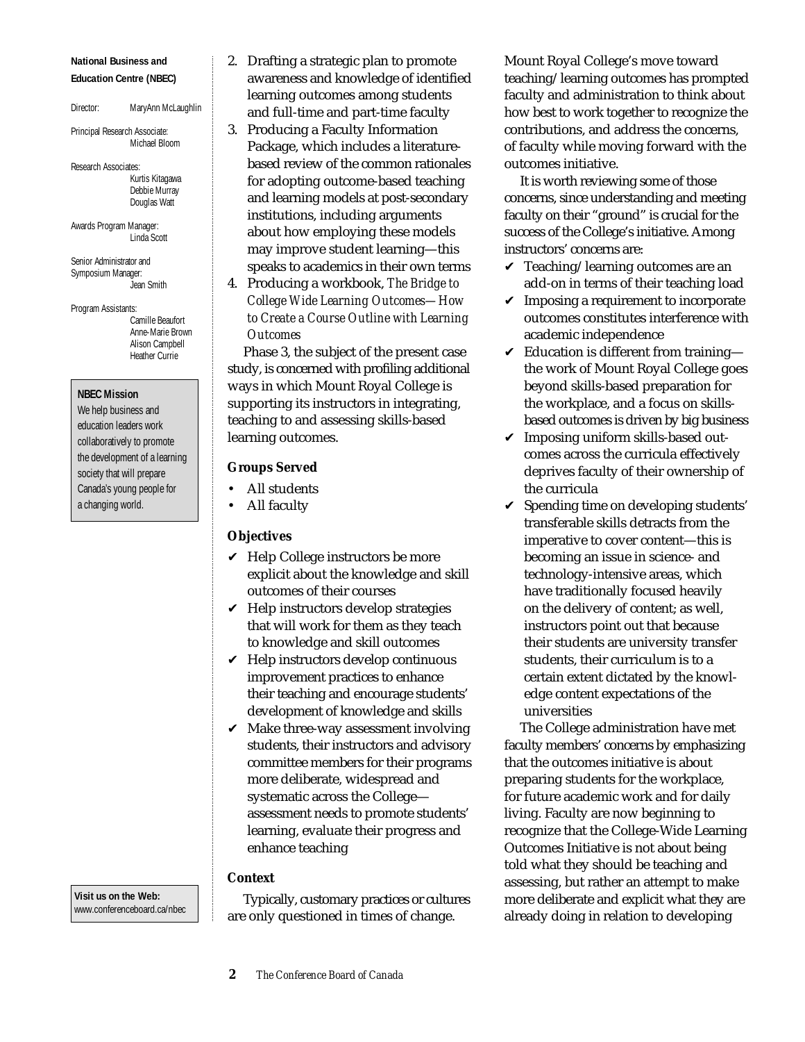**National Business and Education Centre (NBEC)**

Director: MaryAnn McLaughlin

Principal Research Associate: Michael Bloom

Research Associates: Kurtis Kitagawa, Debbie Murray, Douglas Watt

Awards Program Manager: Linda Scott

Senior Administrator and Symposium Manager: Jean Smith

Program Assistants: Camille Beaufort, Anne-Marie Brown, Alison Campbell, Heather Currie

**NBEC Mission**

We help business and education leaders work collaboratively to promote the development of a learning society that will prepare Canada's young people for a changing world.

**Visit us on the Web:** www.conferenceboard.ca/nbec

2. Drafting a strategic plan to promote awareness and knowledge of identified learning outcomes among students and full-time and part-time faculty
3. Producing a Faculty Information Package, which includes a literature-based review of the common rationales for adopting outcome-based teaching and learning models at post-secondary institutions, including arguments about how employing these models may improve student learning—this speaks to academics in their own terms
4. Producing a workbook, *The Bridge to College Wide Learning Outcomes—How to Create a Course Outline with Learning Outcomes*

Phase 3, the subject of the present case study, is concerned with profiling additional ways in which Mount Royal College is supporting its instructors in integrating, teaching to and assessing skills-based learning outcomes.

### Groups Served

- All students
- All faculty

### Objectives

- ✔ Help College instructors be more explicit about the knowledge and skill outcomes of their courses
- ✔ Help instructors develop strategies that will work for them as they teach to knowledge and skill outcomes
- ✔ Help instructors develop continuous improvement practices to enhance their teaching and encourage students' development of knowledge and skills
- ✔ Make three-way assessment involving students, their instructors and advisory committee members for their programs more deliberate, widespread and systematic across the College—assessment needs to promote students' learning, evaluate their progress and enhance teaching

### Context

Typically, customary practices or cultures are only questioned in times of change. Mount Royal College's move toward teaching/learning outcomes has prompted faculty and administration to think about how best to work together to recognize the contributions, and address the concerns, of faculty while moving forward with the outcomes initiative.

It is worth reviewing some of those concerns, since understanding and meeting faculty on their "ground" is crucial for the success of the College's initiative. Among instructors' concerns are:

- ✔ Teaching/learning outcomes are an add-on in terms of their teaching load
- ✔ Imposing a requirement to incorporate outcomes constitutes interference with academic independence
- ✔ Education is different from training—the work of Mount Royal College goes beyond skills-based preparation for the workplace, and a focus on skills-based outcomes is driven by big business
- ✔ Imposing uniform skills-based outcomes across the curricula effectively deprives faculty of their ownership of the curricula
- ✔ Spending time on developing students' transferable skills detracts from the imperative to cover content—this is becoming an issue in science- and technology-intensive areas, which have traditionally focused heavily on the delivery of content; as well, instructors point out that because their students are university transfer students, their curriculum is to a certain extent dictated by the knowledge content expectations of the universities

The College administration have met faculty members' concerns by emphasizing that the outcomes initiative is about preparing students for the workplace, for future academic work and for daily living. Faculty are now beginning to recognize that the College-Wide Learning Outcomes Initiative is not about being told what they should be teaching and assessing, but rather an attempt to make more deliberate and explicit what they are already doing in relation to developing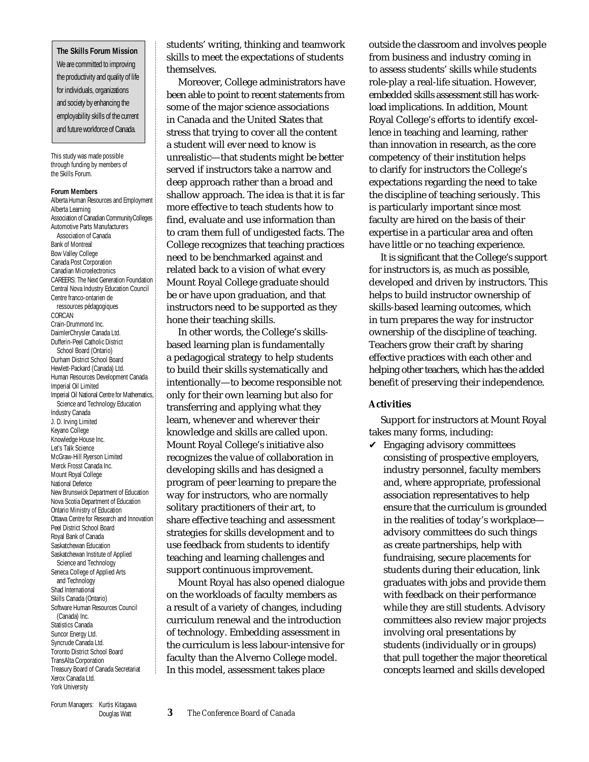**The Skills Forum Mission**

We are committed to improving the productivity and quality of life for individuals, organizations and society by enhancing the employability skills of the current and future workforce of Canada.

This study was made possible through funding by members of the Skills Forum.

**Forum Members**

Alberta Human Resources and Employment
Alberta Learning
Association of Canadian Community Colleges
Automotive Parts Manufacturers Association of Canada
Bank of Montreal
Bow Valley College
Canada Post Corporation
Canadian Microelectronics
CAREERS: The Next Generation Foundation
Central Nova Industry Education Council
Centre franco-ontarien de ressources pédagogiques
CORCAN
Crain-Drummond Inc.
DaimlerChrysler Canada Ltd.
Dufferin-Peel Catholic District School Board (Ontario)
Durham District School Board
Hewlett-Packard (Canada) Ltd.
Human Resources Development Canada
Imperial Oil Limited
Imperial Oil National Centre for Mathematics, Science and Technology Education
Industry Canada
J. D. Irving Limited
Keyano College
Knowledge House Inc.
Let's Talk Science
McGraw-Hill Ryerson Limited
Merck Frosst Canada Inc.
Mount Royal College
National Defence
New Brunswick Department of Education
Nova Scotia Department of Education
Ontario Ministry of Education
Ottawa Centre for Research and Innovation
Peel District School Board
Royal Bank of Canada
Saskatchewan Education
Saskatchewan Institute of Applied Science and Technology
Seneca College of Applied Arts and Technology
Shad International
Skills Canada (Ontario)
Software Human Resources Council (Canada) Inc.
Statistics Canada
Suncor Energy Ltd.
Syncrude Canada Ltd.
Toronto District School Board
TransAlta Corporation
Treasury Board of Canada Secretariat
Xerox Canada Ltd.
York University

Forum Managers: Kurtis Kitagawa, Douglas Watt

students' writing, thinking and teamwork skills to meet the expectations of students themselves.

Moreover, College administrators have been able to point to recent statements from some of the major science associations in Canada and the United States that stress that trying to cover all the content a student will ever need to know is unrealistic—that students might be better served if instructors take a narrow and deep approach rather than a broad and shallow approach. The idea is that it is far more effective to teach students how to find, evaluate and use information than to cram them full of undigested facts. The College recognizes that teaching practices need to be benchmarked against and related back to a vision of what every Mount Royal College graduate should be or have upon graduation, and that instructors need to be supported as they hone their teaching skills.

In other words, the College's skills-based learning plan is fundamentally a pedagogical strategy to help students to build their skills systematically and intentionally—to become responsible not only for their own learning but also for transferring and applying what they learn, whenever and wherever their knowledge and skills are called upon. Mount Royal College's initiative also recognizes the value of collaboration in developing skills and has designed a program of peer learning to prepare the way for instructors, who are normally solitary practitioners of their art, to share effective teaching and assessment strategies for skills development and to use feedback from students to identify teaching and learning challenges and support continuous improvement.

Mount Royal has also opened dialogue on the workloads of faculty members as a result of a variety of changes, including curriculum renewal and the introduction of technology. Embedding assessment in the curriculum is less labour-intensive for faculty than the Alverno College model. In this model, assessment takes place outside the classroom and involves people from business and industry coming in to assess students' skills while students role-play a real-life situation. However, embedded skills assessment still has workload implications. In addition, Mount Royal College's efforts to identify excellence in teaching and learning, rather than innovation in research, as the core competency of their institution helps to clarify for instructors the College's expectations regarding the need to take the discipline of teaching seriously. This is particularly important since most faculty are hired on the basis of their expertise in a particular area and often have little or no teaching experience.

It is significant that the College's support for instructors is, as much as possible, developed and driven by instructors. This helps to build instructor ownership of skills-based learning outcomes, which in turn prepares the way for instructor ownership of the discipline of teaching. Teachers grow their craft by sharing effective practices with each other and helping other teachers, which has the added benefit of preserving their independence.

### Activities

Support for instructors at Mount Royal takes many forms, including:

- ✔ Engaging advisory committees consisting of prospective employers, industry personnel, faculty members and, where appropriate, professional association representatives to help ensure that the curriculum is grounded in the realities of today's workplace—advisory committees do such things as create partnerships, help with fundraising, secure placements for students during their education, link graduates with jobs and provide them with feedback on their performance while they are still students. Advisory committees also review major projects involving oral presentations by students (individually or in groups) that pull together the major theoretical concepts learned and skills developed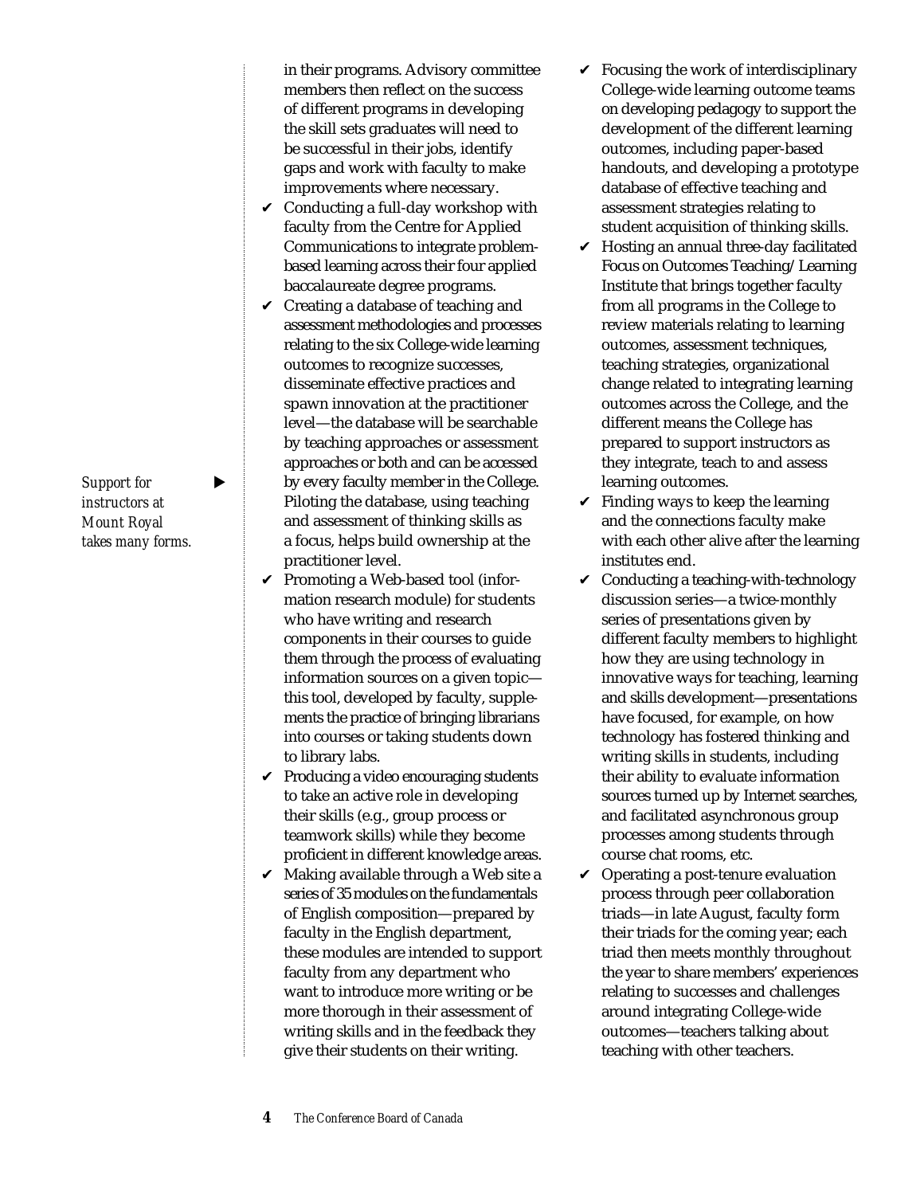in their programs. Advisory committee members then reflect on the success of different programs in developing the skill sets graduates will need to be successful in their jobs, identify gaps and work with faculty to make improvements where necessary.

*Support for instructors at Mount Royal takes many forms.*

- ✔ Conducting a full-day workshop with faculty from the Centre for Applied Communications to integrate problem-based learning across their four applied baccalaureate degree programs.
- ✔ Creating a database of teaching and assessment methodologies and processes relating to the six College-wide learning outcomes to recognize successes, disseminate effective practices and spawn innovation at the practitioner level—the database will be searchable by teaching approaches or assessment approaches or both and can be accessed by every faculty member in the College. Piloting the database, using teaching and assessment of thinking skills as a focus, helps build ownership at the practitioner level.
- ✔ Promoting a Web-based tool (information research module) for students who have writing and research components in their courses to guide them through the process of evaluating information sources on a given topic—this tool, developed by faculty, supplements the practice of bringing librarians into courses or taking students down to library labs.
- ✔ Producing a video encouraging students to take an active role in developing their skills (e.g., group process or teamwork skills) while they become proficient in different knowledge areas.
- ✔ Making available through a Web site a series of 35 modules on the fundamentals of English composition—prepared by faculty in the English department, these modules are intended to support faculty from any department who want to introduce more writing or be more thorough in their assessment of writing skills and in the feedback they give their students on their writing.
- ✔ Focusing the work of interdisciplinary College-wide learning outcome teams on developing pedagogy to support the development of the different learning outcomes, including paper-based handouts, and developing a prototype database of effective teaching and assessment strategies relating to student acquisition of thinking skills.
- ✔ Hosting an annual three-day facilitated Focus on Outcomes Teaching/Learning Institute that brings together faculty from all programs in the College to review materials relating to learning outcomes, assessment techniques, teaching strategies, organizational change related to integrating learning outcomes across the College, and the different means the College has prepared to support instructors as they integrate, teach to and assess learning outcomes.
- ✔ Finding ways to keep the learning and the connections faculty make with each other alive after the learning institutes end.
- ✔ Conducting a teaching-with-technology discussion series—a twice-monthly series of presentations given by different faculty members to highlight how they are using technology in innovative ways for teaching, learning and skills development—presentations have focused, for example, on how technology has fostered thinking and writing skills in students, including their ability to evaluate information sources turned up by Internet searches, and facilitated asynchronous group processes among students through course chat rooms, etc.
- ✔ Operating a post-tenure evaluation process through peer collaboration triads—in late August, faculty form their triads for the coming year; each triad then meets monthly throughout the year to share members' experiences relating to successes and challenges around integrating College-wide outcomes—teachers talking about teaching with other teachers.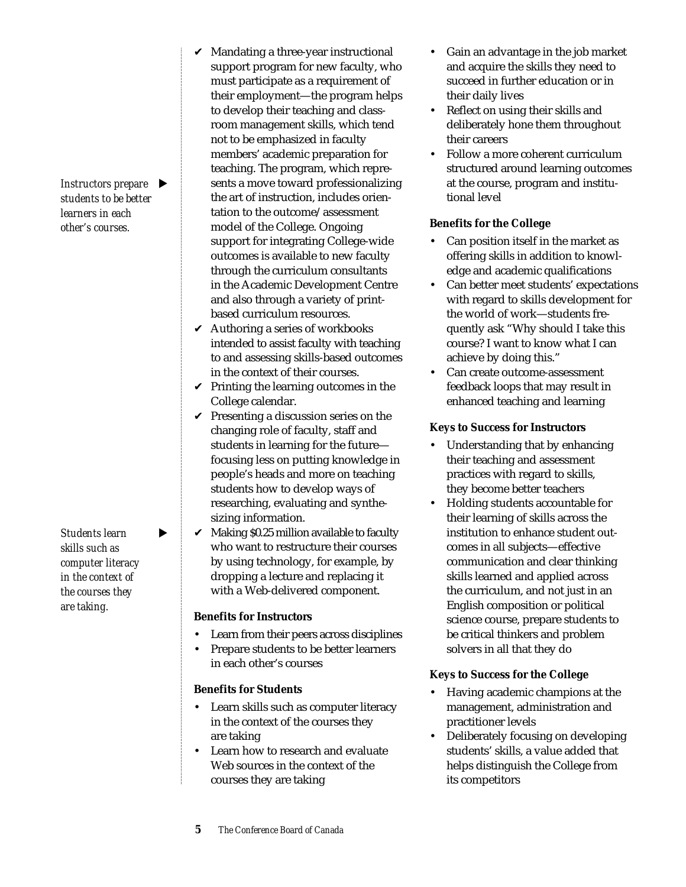*Instructors prepare students to be better learners in each other's courses.*

*Students learn skills such as computer literacy in the context of the courses they are taking.*

- ✔ Mandating a three-year instructional support program for new faculty, who must participate as a requirement of their employment—the program helps to develop their teaching and classroom management skills, which tend not to be emphasized in faculty members' academic preparation for teaching. The program, which represents a move toward professionalizing the art of instruction, includes orientation to the outcome/assessment model of the College. Ongoing support for integrating College-wide outcomes is available to new faculty through the curriculum consultants in the Academic Development Centre and also through a variety of print-based curriculum resources.
- ✔ Authoring a series of workbooks intended to assist faculty with teaching to and assessing skills-based outcomes in the context of their courses.
- ✔ Printing the learning outcomes in the College calendar.
- ✔ Presenting a discussion series on the changing role of faculty, staff and students in learning for the future—focusing less on putting knowledge in people's heads and more on teaching students how to develop ways of researching, evaluating and synthesizing information.
- ✔ Making $0.25 million available to faculty who want to restructure their courses by using technology, for example, by dropping a lecture and replacing it with a Web-delivered component.

**Benefits for Instructors**

- Learn from their peers across disciplines
- Prepare students to be better learners in each other's courses

**Benefits for Students**

- Learn skills such as computer literacy in the context of the courses they are taking
- Learn how to research and evaluate Web sources in the context of the courses they are taking
- Gain an advantage in the job market and acquire the skills they need to succeed in further education or in their daily lives
- Reflect on using their skills and deliberately hone them throughout their careers
- Follow a more coherent curriculum structured around learning outcomes at the course, program and institutional level

**Benefits for the College**

- Can position itself in the market as offering skills in addition to knowledge and academic qualifications
- Can better meet students' expectations with regard to skills development for the world of work—students frequently ask "Why should I take this course? I want to know what I can achieve by doing this."
- Can create outcome-assessment feedback loops that may result in enhanced teaching and learning

**Keys to Success for Instructors**

- Understanding that by enhancing their teaching and assessment practices with regard to skills, they become better teachers
- Holding students accountable for their learning of skills across the institution to enhance student outcomes in all subjects—effective communication and clear thinking skills learned and applied across the curriculum, and not just in an English composition or political science course, prepare students to be critical thinkers and problem solvers in all that they do

**Keys to Success for the College**

- Having academic champions at the management, administration and practitioner levels
- Deliberately focusing on developing students' skills, a value added that helps distinguish the College from its competitors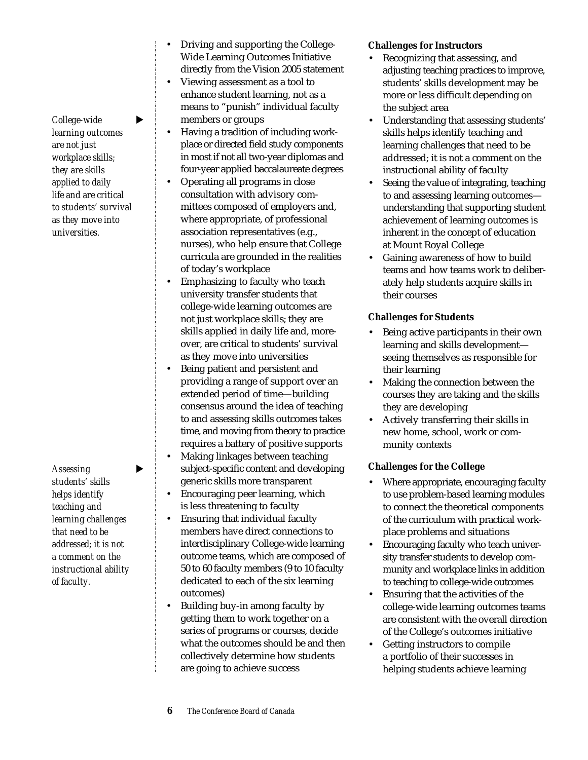*College-wide learning outcomes are not just workplace skills; they are skills applied to daily life and are critical to students' survival as they move into universities.*

*Assessing students' skills helps identify teaching and learning challenges that need to be addressed; it is not a comment on the instructional ability of faculty.*

- Driving and supporting the College-Wide Learning Outcomes Initiative directly from the Vision 2005 statement
- Viewing assessment as a tool to enhance student learning, not as a means to "punish" individual faculty members or groups
- Having a tradition of including workplace or directed field study components in most if not all two-year diplomas and four-year applied baccalaureate degrees
- Operating all programs in close consultation with advisory committees composed of employers and, where appropriate, of professional association representatives (e.g., nurses), who help ensure that College curricula are grounded in the realities of today's workplace
- Emphasizing to faculty who teach university transfer students that college-wide learning outcomes are not just workplace skills; they are skills applied in daily life and, moreover, are critical to students' survival as they move into universities
- Being patient and persistent and providing a range of support over an extended period of time—building consensus around the idea of teaching to and assessing skills outcomes takes time, and moving from theory to practice requires a battery of positive supports
- Making linkages between teaching subject-specific content and developing generic skills more transparent
- Encouraging peer learning, which is less threatening to faculty
- Ensuring that individual faculty members have direct connections to interdisciplinary College-wide learning outcome teams, which are composed of 50 to 60 faculty members (9 to 10 faculty dedicated to each of the six learning outcomes)
- Building buy-in among faculty by getting them to work together on a series of programs or courses, decide what the outcomes should be and then collectively determine how students are going to achieve success

**Challenges for Instructors**

- Recognizing that assessing, and adjusting teaching practices to improve, students' skills development may be more or less difficult depending on the subject area
- Understanding that assessing students' skills helps identify teaching and learning challenges that need to be addressed; it is not a comment on the instructional ability of faculty
- Seeing the value of integrating, teaching to and assessing learning outcomes—understanding that supporting student achievement of learning outcomes is inherent in the concept of education at Mount Royal College
- Gaining awareness of how to build teams and how teams work to deliberately help students acquire skills in their courses

**Challenges for Students**

- Being active participants in their own learning and skills development—seeing themselves as responsible for their learning
- Making the connection between the courses they are taking and the skills they are developing
- Actively transferring their skills in new home, school, work or community contexts

**Challenges for the College**

- Where appropriate, encouraging faculty to use problem-based learning modules to connect the theoretical components of the curriculum with practical workplace problems and situations
- Encouraging faculty who teach university transfer students to develop community and workplace links in addition to teaching to college-wide outcomes
- Ensuring that the activities of the college-wide learning outcomes teams are consistent with the overall direction of the College's outcomes initiative
- Getting instructors to compile a portfolio of their successes in helping students achieve learning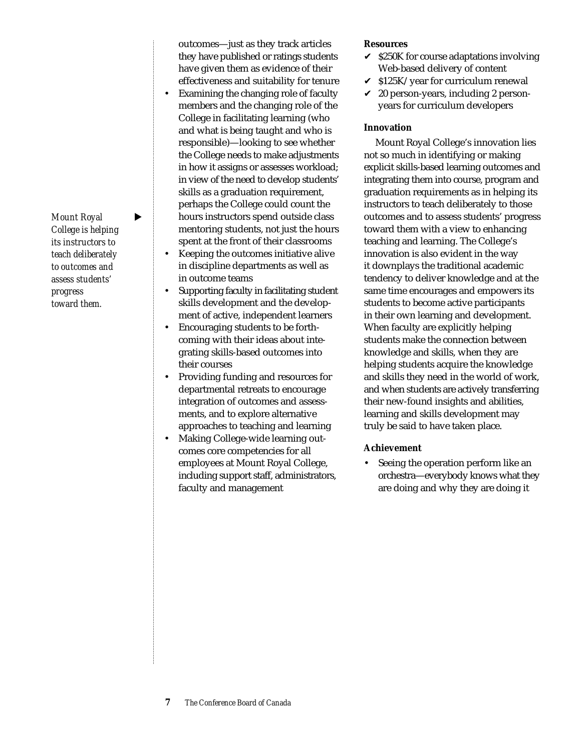outcomes—just as they track articles they have published or ratings students have given them as evidence of their effectiveness and suitability for tenure

- Examining the changing role of faculty members and the changing role of the College in facilitating learning (who and what is being taught and who is responsible)—looking to see whether the College needs to make adjustments in how it assigns or assesses workload; in view of the need to develop students' skills as a graduation requirement, perhaps the College could count the hours instructors spend outside class mentoring students, not just the hours spent at the front of their classrooms
- Keeping the outcomes initiative alive in discipline departments as well as in outcome teams
- Supporting faculty in facilitating student skills development and the development of active, independent learners
- Encouraging students to be forthcoming with their ideas about integrating skills-based outcomes into their courses
- Providing funding and resources for departmental retreats to encourage integration of outcomes and assessments, and to explore alternative approaches to teaching and learning
- Making College-wide learning outcomes core competencies for all employees at Mount Royal College, including support staff, administrators, faculty and management

*Mount Royal College is helping its instructors to teach deliberately to outcomes and assess students' progress toward them.*

**Resources**

- ✔ $250K for course adaptations involving Web-based delivery of content
- ✔ $125K/year for curriculum renewal
- ✔ 20 person-years, including 2 person-years for curriculum developers

**Innovation**

Mount Royal College's innovation lies not so much in identifying or making explicit skills-based learning outcomes and integrating them into course, program and graduation requirements as in helping its instructors to teach deliberately to those outcomes and to assess students' progress toward them with a view to enhancing teaching and learning. The College's innovation is also evident in the way it downplays the traditional academic tendency to deliver knowledge and at the same time encourages and empowers its students to become active participants in their own learning and development. When faculty are explicitly helping students make the connection between knowledge and skills, when they are helping students acquire the knowledge and skills they need in the world of work, and when students are actively transferring their new-found insights and abilities, learning and skills development may truly be said to have taken place.

**Achievement**

- Seeing the operation perform like an orchestra—everybody knows what they are doing and why they are doing it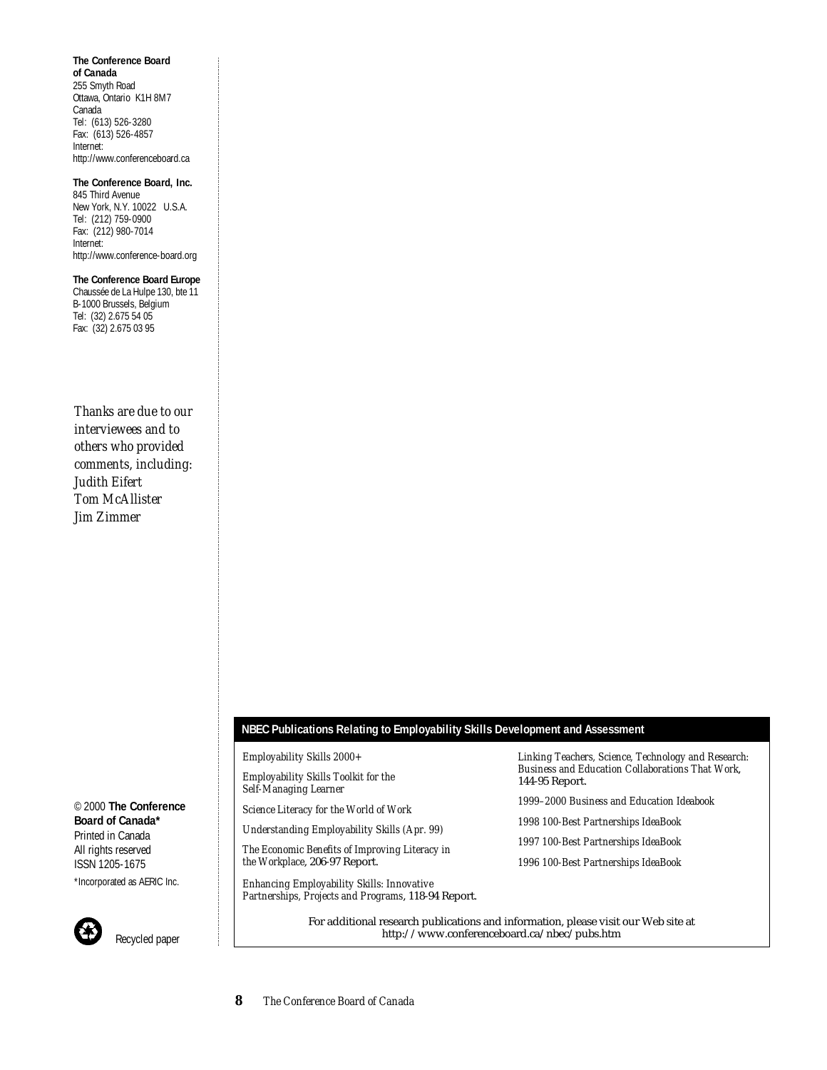**The Conference Board of Canada**
255 Smyth Road
Ottawa, Ontario K1H 8M7
Canada
Tel: (613) 526-3280
Fax: (613) 526-4857
Internet:
http://www.conferenceboard.ca

**The Conference Board, Inc.**
845 Third Avenue
New York, N.Y. 10022 U.S.A.
Tel: (212) 759-0900
Fax: (212) 980-7014
Internet:
http://www.conference-board.org

**The Conference Board Europe**
Chaussée de La Hulpe 130, bte 11
B-1000 Brussels, Belgium
Tel: (32) 2.675 54 05
Fax: (32) 2.675 03 95

*Thanks are due to our interviewees and to others who provided comments, including:*
*Judith Eifert*
*Tom McAllister*
*Jim Zimmer*

© 2000 **The Conference Board of Canada***
Printed in Canada
All rights reserved
ISSN 1205-1675
*Incorporated as AERIC Inc.

Recycled paper

**NBEC Publications Relating to Employability Skills Development and Assessment**

*Employability Skills 2000+*

*Employability Skills Toolkit for the Self-Managing Learner*

*Science Literacy for the World of Work*

*Understanding Employability Skills (Apr. 99)*

*The Economic Benefits of Improving Literacy in the Workplace*, 206-97 Report.

*Enhancing Employability Skills: Innovative Partnerships, Projects and Programs*, 118-94 Report.

*Linking Teachers, Science, Technology and Research: Business and Education Collaborations That Work*, 144-95 Report.

*1999–2000 Business and Education Ideabook*

*1998 100-Best Partnerships IdeaBook*

*1997 100-Best Partnerships IdeaBook*

*1996 100-Best Partnerships IdeaBook*

For additional research publications and information, please visit our Web site at http://www.conferenceboard.ca/nbec/pubs.htm